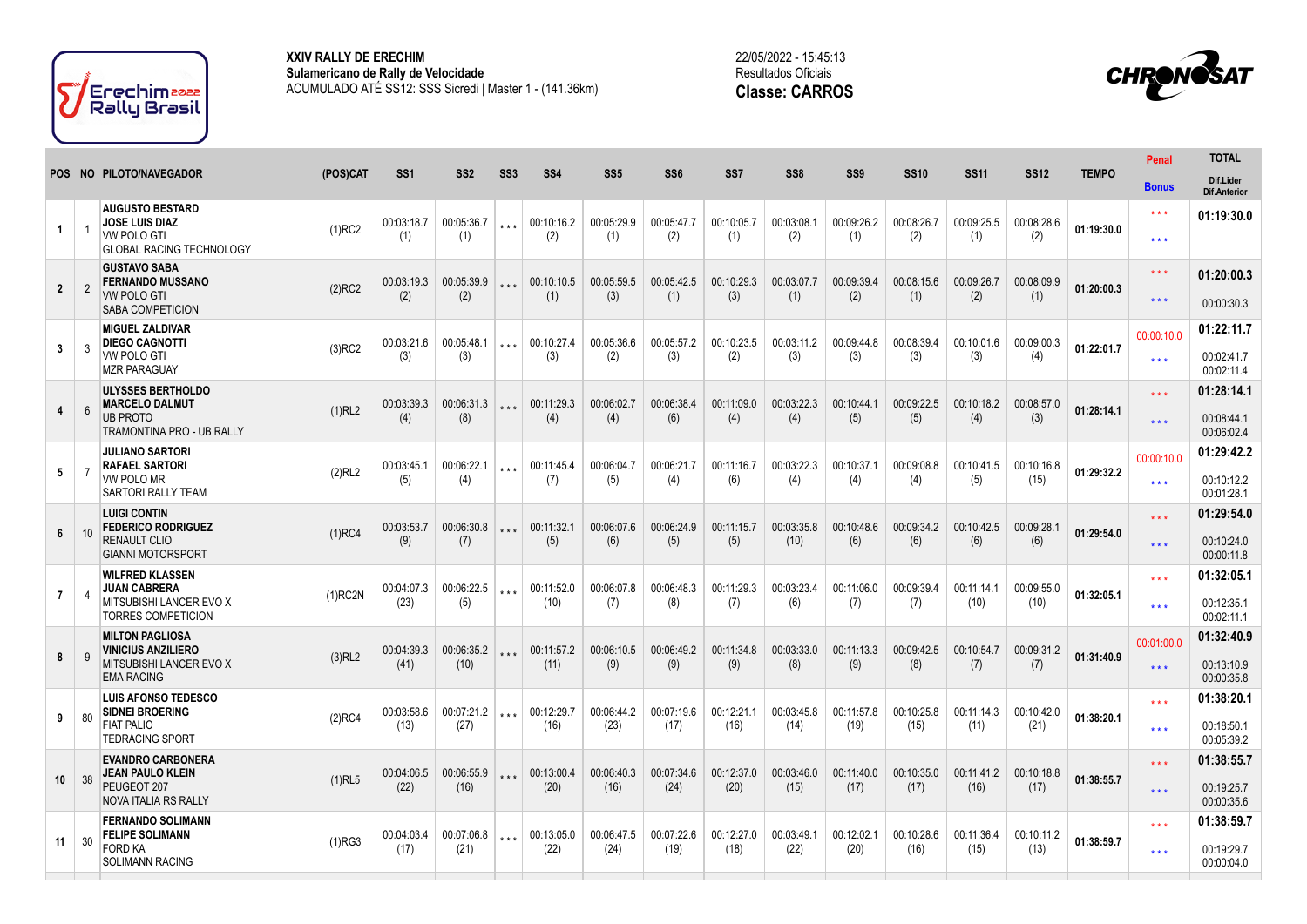**XXIV RALLY DE ERECHIM**
**Sulamericano de Rally de Velocidade**
ACUMULADO ATÉ SS12: SSS Sicredi | Master 1 - (141.36km)

22/05/2022 - 15:45:13
Resultados Oficiais
**Classe: CARROS**

| POS | NO | PILOTO/NAVEGADOR | (POS)CAT | SS1 | SS2 | SS3 | SS4 | SS5 | SS6 | SS7 | SS8 | SS9 | SS10 | SS11 | SS12 | TEMPO | Penal / Bonus | TOTAL / Dif.Lider / Dif.Anterior |
|---|---|---|---|---|---|---|---|---|---|---|---|---|---|---|---|---|---|---|
| 1 | 1 | AUGUSTO BESTARD / JOSE LUIS DIAZ / VW POLO GTI / GLOBAL RACING TECHNOLOGY | (1)RC2 | 00:03:18.7 (1) | 00:05:36.7 (1) | *** | 00:10:16.2 (2) | 00:05:29.9 (1) | 00:05:47.7 (2) | 00:10:05.7 (1) | 00:03:08.1 (2) | 00:09:26.2 (1) | 00:08:26.7 (2) | 00:09:25.5 (1) | 00:08:28.6 (2) | 01:19:30.0 | *** / *** | 01:19:30.0 |
| 2 | 2 | GUSTAVO SABA / FERNANDO MUSSANO / VW POLO GTI / SABA COMPETICION | (2)RC2 | 00:03:19.3 (2) | 00:05:39.9 (2) | *** | 00:10:10.5 (1) | 00:05:59.5 (3) | 00:05:42.5 (1) | 00:10:29.3 (3) | 00:03:07.7 (1) | 00:09:39.4 (2) | 00:08:15.6 (1) | 00:09:26.7 (2) | 00:08:09.9 (1) | 01:20:00.3 | *** / *** | 01:20:00.3 / 00:00:30.3 |
| 3 | 3 | MIGUEL ZALDIVAR / DIEGO CAGNOTTI / VW POLO GTI / MZR PARAGUAY | (3)RC2 | 00:03:21.6 (3) | 00:05:48.1 (3) | *** | 00:10:27.4 (3) | 00:05:36.6 (2) | 00:05:57.2 (3) | 00:10:23.5 (2) | 00:03:11.2 (3) | 00:09:44.8 (3) | 00:08:39.4 (3) | 00:10:01.6 (3) | 00:09:00.3 (4) | 01:22:01.7 | 00:00:10.0 / *** | 01:22:11.7 / 00:02:41.7 / 00:02:11.4 |
| 4 | 6 | ULYSSES BERTHOLDO / MARCELO DALMUT / UB PROTO / TRAMONTINA PRO - UB RALLY | (1)RL2 | 00:03:39.3 (4) | 00:06:31.3 (8) | *** | 00:11:29.3 (4) | 00:06:02.7 (4) | 00:06:38.4 (6) | 00:11:09.0 (4) | 00:03:22.3 (4) | 00:10:44.1 (5) | 00:09:22.5 (5) | 00:10:18.2 (4) | 00:08:57.0 (3) | 01:28:14.1 | *** / *** | 01:28:14.1 / 00:08:44.1 / 00:06:02.4 |
| 5 | 7 | JULIANO SARTORI / RAFAEL SARTORI / VW POLO MR / SARTORI RALLY TEAM | (2)RL2 | 00:03:45.1 (5) | 00:06:22.1 (4) | *** | 00:11:45.4 (7) | 00:06:04.7 (5) | 00:06:21.7 (4) | 00:11:16.7 (6) | 00:03:22.3 (4) | 00:10:37.1 (4) | 00:09:08.8 (4) | 00:10:41.5 (5) | 00:10:16.8 (15) | 01:29:32.2 | 00:00:10.0 / *** | 01:29:42.2 / 00:10:12.2 / 00:01:28.1 |
| 6 | 10 | LUIGI CONTIN / FEDERICO RODRIGUEZ / RENAULT CLIO / GIANNI MOTORSPORT | (1)RC4 | 00:03:53.7 (9) | 00:06:30.8 (7) | *** | 00:11:32.1 (5) | 00:06:07.6 (6) | 00:06:24.9 (5) | 00:11:15.7 (5) | 00:03:35.8 (10) | 00:10:48.6 (6) | 00:09:34.2 (6) | 00:10:42.5 (6) | 00:09:28.1 (6) | 01:29:54.0 | *** / *** | 01:29:54.0 / 00:10:24.0 / 00:00:11.8 |
| 7 | 4 | WILFRED KLASSEN / JUAN CABRERA / MITSUBISHI LANCER EVO X / TORRES COMPETICION | (1)RC2N | 00:04:07.3 (23) | 00:06:22.5 (5) | *** | 00:11:52.0 (10) | 00:06:07.8 (7) | 00:06:48.3 (8) | 00:11:29.3 (7) | 00:03:23.4 (6) | 00:11:06.0 (7) | 00:09:39.4 (7) | 00:11:14.1 (10) | 00:09:55.0 (10) | 01:32:05.1 | *** / *** | 01:32:05.1 / 00:12:35.1 / 00:02:11.1 |
| 8 | 9 | MILTON PAGLIOSA / VINICIUS ANZILIERO / MITSUBISHI LANCER EVO X / EMA RACING | (3)RL2 | 00:04:39.3 (41) | 00:06:35.2 (10) | *** | 00:11:57.2 (11) | 00:06:10.5 (9) | 00:06:49.2 (9) | 00:11:34.8 (9) | 00:03:33.0 (8) | 00:11:13.3 (9) | 00:09:42.5 (8) | 00:10:54.7 (7) | 00:09:31.2 (7) | 01:31:40.9 | 00:01:00.0 / *** | 01:32:40.9 / 00:13:10.9 / 00:00:35.8 |
| 9 | 80 | LUIS AFONSO TEDESCO / SIDNEI BROERING / FIAT PALIO / TEDRACING SPORT | (2)RC4 | 00:03:58.6 (13) | 00:07:21.2 (27) | *** | 00:12:29.7 (16) | 00:06:44.2 (23) | 00:07:19.6 (17) | 00:12:21.1 (16) | 00:03:45.8 (14) | 00:11:57.8 (19) | 00:10:25.8 (15) | 00:11:14.3 (11) | 00:10:42.0 (21) | 01:38:20.1 | *** / *** | 01:38:20.1 / 00:18:50.1 / 00:05:39.2 |
| 10 | 38 | EVANDRO CARBONERA / JEAN PAULO KLEIN / PEUGEOT 207 / NOVA ITALIA RS RALLY | (1)RL5 | 00:04:06.5 (22) | 00:06:55.9 (16) | *** | 00:13:00.4 (20) | 00:06:40.3 (16) | 00:07:34.6 (24) | 00:12:37.0 (20) | 00:03:46.0 (15) | 00:11:40.0 (17) | 00:10:35.0 (17) | 00:11:41.2 (16) | 00:10:18.8 (17) | 01:38:55.7 | *** / *** | 01:38:55.7 / 00:19:25.7 / 00:00:35.6 |
| 11 | 30 | FERNANDO SOLIMANN / FELIPE SOLIMANN / FORD KA / SOLIMANN RACING | (1)RG3 | 00:04:03.4 (17) | 00:07:06.8 (21) | *** | 00:13:05.0 (22) | 00:06:47.5 (24) | 00:07:22.6 (19) | 00:12:27.0 (18) | 00:03:49.1 (22) | 00:12:02.1 (20) | 00:10:28.6 (16) | 00:11:36.4 (15) | 00:10:11.2 (13) | 01:38:59.7 | *** / *** | 01:38:59.7 / 00:19:29.7 / 00:00:04.0 |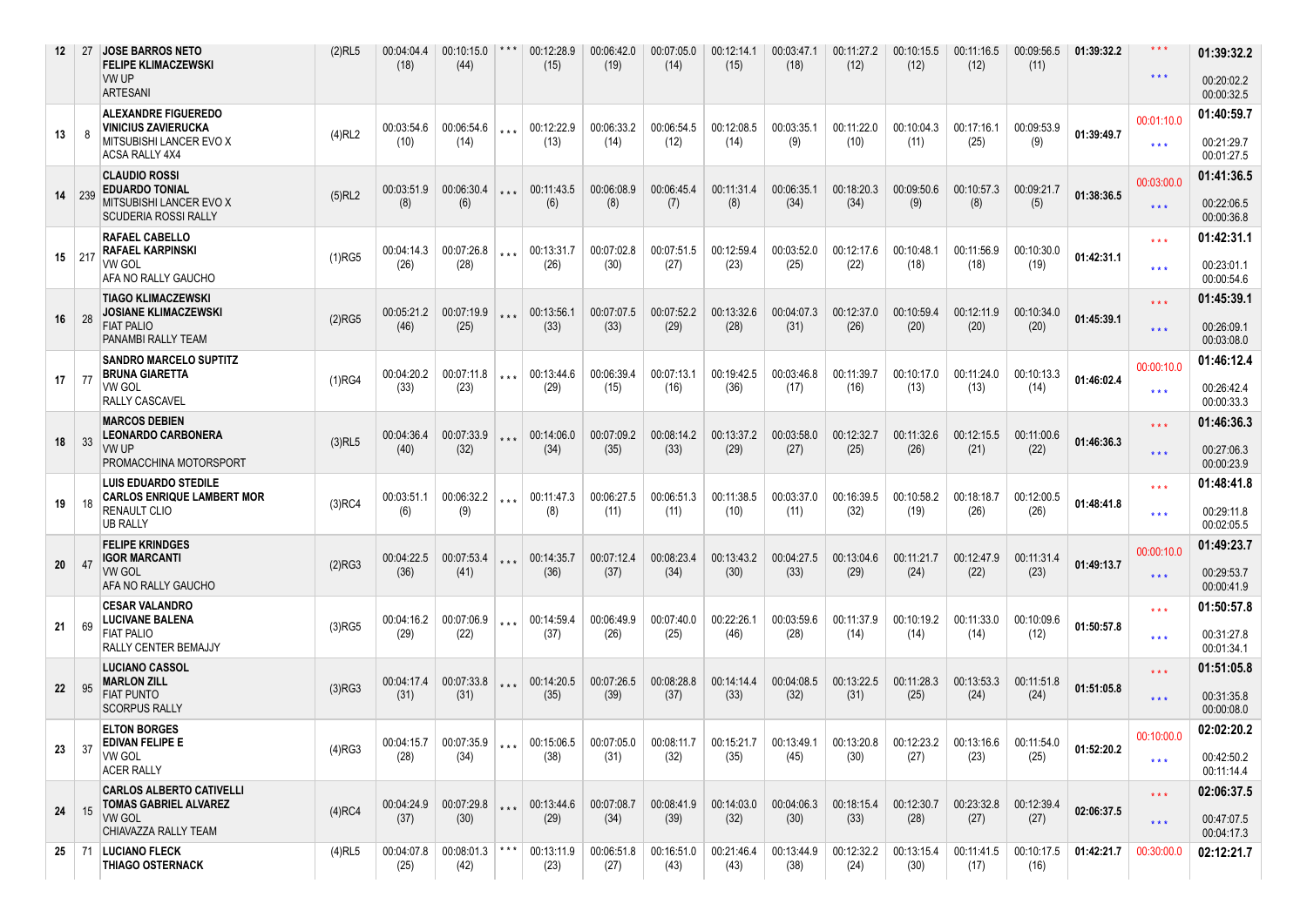| 12 | 27 | JOSE BARROS NETO<br>FELIPE KLIMACZEWSKI<br>VW UP<br>ARTESANI | (2)RL5 | 00:04:04.4<br>(18) | 00:10:15.0<br>(44) | *** | 00:12:28.9<br>(15) | 00:06:42.0<br>(19) | 00:07:05.0<br>(14) | 00:12:14.1<br>(15) | 00:03:47.1<br>(18) | 00:11:27.2<br>(12) | 00:10:15.5<br>(12) | 00:11:16.5<br>(12) | 00:09:56.5<br>(11) | 01:39:32.2 | ***<br>*** | 01:39:32.2<br>00:20:02.2<br>00:00:32.5 |
|---|---|---|---|---|---|---|---|---|---|---|---|---|---|---|---|---|---|---|
| 13 | 8 | ALEXANDRE FIGUEREDO<br>VINICIUS ZAVIERUCKA<br>MITSUBISHI LANCER EVO X<br>ACSA RALLY 4X4 | (4)RL2 | 00:03:54.6<br>(10) | 00:06:54.6<br>(14) | *** | 00:12:22.9<br>(13) | 00:06:33.2<br>(14) | 00:06:54.5<br>(12) | 00:12:08.5<br>(14) | 00:03:35.1<br>(9) | 00:11:22.0<br>(10) | 00:10:04.3<br>(11) | 00:17:16.1<br>(25) | 00:09:53.9<br>(9) | 01:39:49.7 | 00:01:10.0<br>*** | 01:40:59.7<br>00:21:29.7<br>00:01:27.5 |
| 14 | 239 | CLAUDIO ROSSI<br>EDUARDO TONIAL<br>MITSUBISHI LANCER EVO X<br>SCUDERIA ROSSI RALLY | (5)RL2 | 00:03:51.9<br>(8) | 00:06:30.4<br>(6) | *** | 00:11:43.5<br>(6) | 00:06:08.9<br>(8) | 00:06:45.4<br>(7) | 00:11:31.4<br>(8) | 00:06:35.1<br>(34) | 00:18:20.3<br>(34) | 00:09:50.6<br>(9) | 00:10:57.3<br>(8) | 00:09:21.7<br>(5) | 01:38:36.5 | 00:03:00.0<br>*** | 01:41:36.5<br>00:22:06.5<br>00:00:36.8 |
| 15 | 217 | RAFAEL CABELLO<br>RAFAEL KARPINSKI<br>VW GOL<br>AFA NO RALLY GAUCHO | (1)RG5 | 00:04:14.3<br>(26) | 00:07:26.8<br>(28) | *** | 00:13:31.7<br>(26) | 00:07:02.8<br>(30) | 00:07:51.5<br>(27) | 00:12:59.4<br>(23) | 00:03:52.0<br>(25) | 00:12:17.6<br>(22) | 00:10:48.1<br>(18) | 00:11:56.9<br>(18) | 00:10:30.0<br>(19) | 01:42:31.1 | ***<br>*** | 01:42:31.1<br>00:23:01.1<br>00:00:54.6 |
| 16 | 28 | TIAGO KLIMACZEWSKI<br>JOSIANE KLIMACZEWSKI<br>FIAT PALIO<br>PANAMBI RALLY TEAM | (2)RG5 | 00:05:21.2<br>(46) | 00:07:19.9<br>(25) | *** | 00:13:56.1<br>(33) | 00:07:07.5<br>(33) | 00:07:52.2<br>(29) | 00:13:32.6<br>(28) | 00:04:07.3<br>(31) | 00:12:37.0<br>(26) | 00:10:59.4<br>(20) | 00:12:11.9<br>(20) | 00:10:34.0<br>(20) | 01:45:39.1 | ***<br>*** | 01:45:39.1<br>00:26:09.1<br>00:03:08.0 |
| 17 | 77 | SANDRO MARCELO SUPTITZ<br>BRUNA GIARETTA<br>VW GOL<br>RALLY CASCAVEL | (1)RG4 | 00:04:20.2<br>(33) | 00:07:11.8<br>(23) | *** | 00:13:44.6<br>(29) | 00:06:39.4<br>(15) | 00:07:13.1<br>(16) | 00:19:42.5<br>(36) | 00:03:46.8<br>(17) | 00:11:39.7<br>(16) | 00:10:17.0<br>(13) | 00:11:24.0<br>(13) | 00:10:13.3<br>(14) | 01:46:02.4 | 00:00:10.0<br>*** | 01:46:12.4<br>00:26:42.4<br>00:00:33.3 |
| 18 | 33 | MARCOS DEBIEN<br>LEONARDO CARBONERA<br>VW UP<br>PROMACCHINA MOTORSPORT | (3)RL5 | 00:04:36.4<br>(40) | 00:07:33.9<br>(32) | *** | 00:14:06.0<br>(34) | 00:07:09.2<br>(35) | 00:08:14.2<br>(33) | 00:13:37.2<br>(29) | 00:03:58.0<br>(27) | 00:12:32.7<br>(25) | 00:11:32.6<br>(26) | 00:12:15.5<br>(21) | 00:11:00.6<br>(22) | 01:46:36.3 | ***<br>*** | 01:46:36.3<br>00:27:06.3<br>00:00:23.9 |
| 19 | 18 | LUIS EDUARDO STEDILE<br>CARLOS ENRIQUE LAMBERT MOR<br>RENAULT CLIO<br>UB RALLY | (3)RC4 | 00:03:51.1<br>(6) | 00:06:32.2<br>(9) | *** | 00:11:47.3<br>(8) | 00:06:27.5<br>(11) | 00:06:51.3<br>(11) | 00:11:38.5<br>(10) | 00:03:37.0<br>(11) | 00:16:39.5<br>(32) | 00:10:58.2<br>(19) | 00:18:18.7<br>(26) | 00:12:00.5<br>(26) | 01:48:41.8 | ***<br>*** | 01:48:41.8<br>00:29:11.8<br>00:02:05.5 |
| 20 | 47 | FELIPE KRINDGES<br>IGOR MARCANTI<br>VW GOL<br>AFA NO RALLY GAUCHO | (2)RG3 | 00:04:22.5<br>(36) | 00:07:53.4<br>(41) | *** | 00:14:35.7<br>(36) | 00:07:12.4<br>(37) | 00:08:23.4<br>(34) | 00:13:43.2<br>(30) | 00:04:27.5<br>(33) | 00:13:04.6<br>(29) | 00:11:21.7<br>(24) | 00:12:47.9<br>(22) | 00:11:31.4<br>(23) | 01:49:13.7 | 00:00:10.0<br>*** | 01:49:23.7<br>00:29:53.7<br>00:00:41.9 |
| 21 | 69 | CESAR VALANDRO<br>LUCIVANE BALENA<br>FIAT PALIO<br>RALLY CENTER BEMAJJY | (3)RG5 | 00:04:16.2<br>(29) | 00:07:06.9<br>(22) | *** | 00:14:59.4<br>(37) | 00:06:49.9<br>(26) | 00:07:40.0<br>(25) | 00:22:26.1<br>(46) | 00:03:59.6<br>(28) | 00:11:37.9<br>(14) | 00:10:19.2<br>(14) | 00:11:33.0<br>(14) | 00:10:09.6<br>(12) | 01:50:57.8 | ***<br>*** | 01:50:57.8<br>00:31:27.8<br>00:01:34.1 |
| 22 | 95 | LUCIANO CASSOL<br>MARLON ZILL<br>FIAT PUNTO<br>SCORPUS RALLY | (3)RG3 | 00:04:17.4<br>(31) | 00:07:33.8<br>(31) | *** | 00:14:20.5<br>(35) | 00:07:26.5<br>(39) | 00:08:28.8<br>(37) | 00:14:14.4<br>(33) | 00:04:08.5<br>(32) | 00:13:22.5<br>(31) | 00:11:28.3<br>(25) | 00:13:53.3<br>(24) | 00:11:51.8<br>(24) | 01:51:05.8 | ***<br>*** | 01:51:05.8<br>00:31:35.8<br>00:00:08.0 |
| 23 | 37 | ELTON BORGES<br>EDIVAN FELIPE E<br>VW GOL<br>ACER RALLY | (4)RG3 | 00:04:15.7<br>(28) | 00:07:35.9<br>(34) | *** | 00:15:06.5<br>(38) | 00:07:05.0<br>(31) | 00:08:11.7<br>(32) | 00:15:21.7<br>(35) | 00:13:49.1<br>(45) | 00:13:20.8<br>(30) | 00:12:23.2<br>(27) | 00:13:16.6<br>(23) | 00:11:54.0<br>(25) | 01:52:20.2 | 00:10:00.0<br>*** | 02:02:20.2<br>00:42:50.2<br>00:11:14.4 |
| 24 | 15 | CARLOS ALBERTO CATIVELLI<br>TOMAS GABRIEL ALVAREZ<br>VW GOL<br>CHIAVAZZA RALLY TEAM | (4)RC4 | 00:04:24.9<br>(37) | 00:07:29.8<br>(30) | *** | 00:13:44.6<br>(29) | 00:07:08.7<br>(34) | 00:08:41.9<br>(39) | 00:14:03.0<br>(32) | 00:04:06.3<br>(30) | 00:18:15.4<br>(33) | 00:12:30.7<br>(28) | 00:23:32.8<br>(27) | 00:12:39.4<br>(27) | 02:06:37.5 | ***<br>*** | 02:06:37.5<br>00:47:07.5<br>00:04:17.3 |
| 25 | 71 | LUCIANO FLECK<br>THIAGO OSTERNACK | (4)RL5 | 00:04:07.8<br>(25) | 00:08:01.3<br>(42) | *** | 00:13:11.9<br>(23) | 00:06:51.8<br>(27) | 00:16:51.0<br>(43) | 00:21:46.4<br>(43) | 00:13:44.9<br>(38) | 00:12:32.2<br>(24) | 00:13:15.4<br>(30) | 00:11:41.5<br>(17) | 00:10:17.5<br>(16) | 01:42:21.7 | 00:30:00.0 | 02:12:21.7 |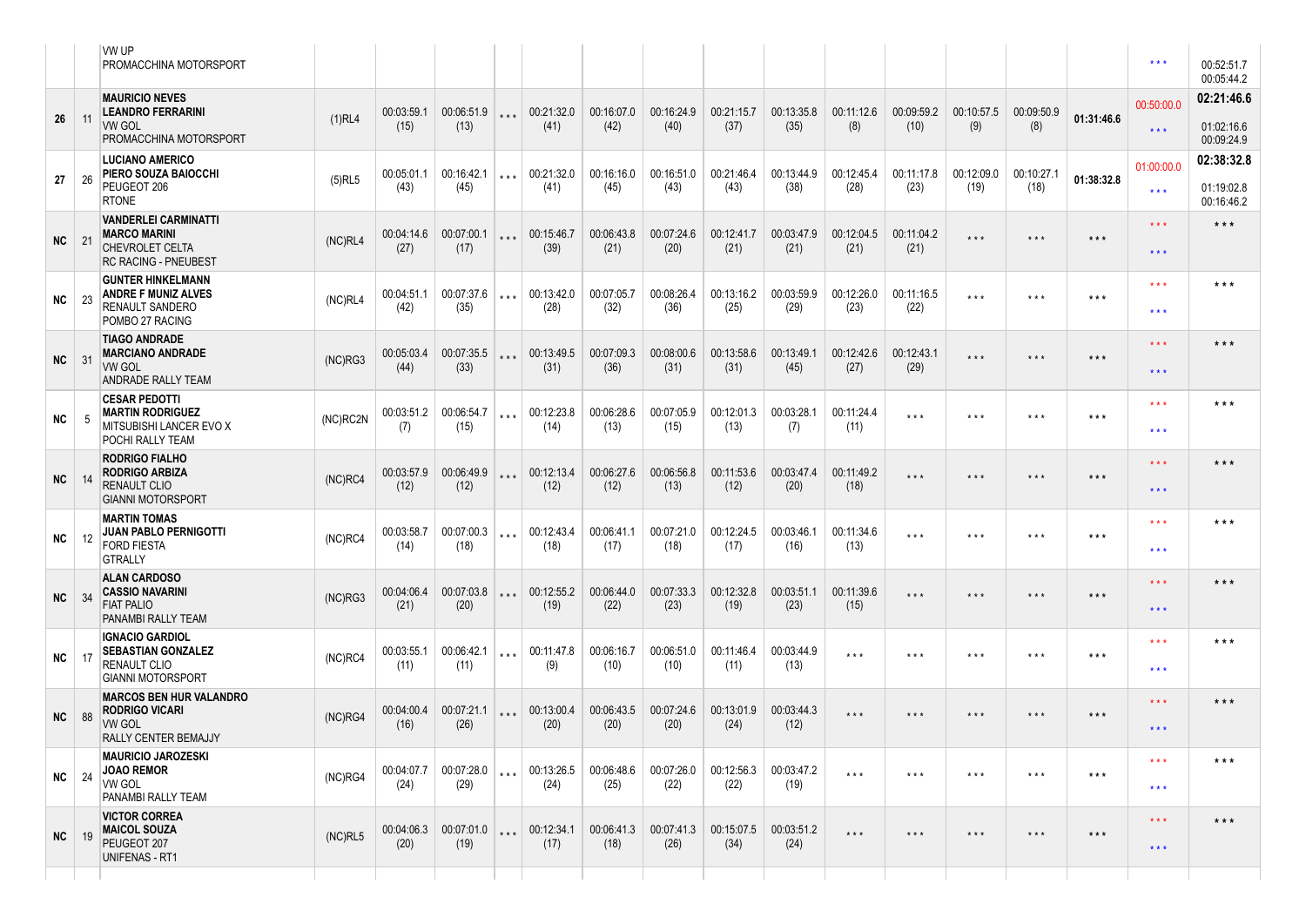| | | | | | | | | | | | | | | | | | | |
|---|---|---|---|---|---|---|---|---|---|---|---|---|---|---|---|---|---|---|
| | | VW UP<br>PROMACCHINA MOTORSPORT | | | | | | | | | | | | | | | *** | 00:52:51.7<br>00:05:44.2 |
| 26 | 11 | **MAURICIO NEVES**<br>**LEANDRO FERRARINI**<br>VW GOL<br>PROMACCHINA MOTORSPORT | (1)RL4 | 00:03:59.1<br>(15) | 00:06:51.9<br>(13) | *** | 00:21:32.0<br>(41) | 00:16:07.0<br>(42) | 00:16:24.9<br>(40) | 00:21:15.7<br>(37) | 00:13:35.8<br>(35) | 00:11:12.6<br>(8) | 00:09:59.2<br>(10) | 00:10:57.5<br>(9) | 00:09:50.9<br>(8) | **01:31:46.6** | 00:50:00.0<br>*** | **02:21:46.6**<br>01:02:16.6<br>00:09:24.9 |
| 27 | 26 | **LUCIANO AMERICO**<br>**PIERO SOUZA BAIOCCHI**<br>PEUGEOT 206<br>RTONE | (5)RL5 | 00:05:01.1<br>(43) | 00:16:42.1<br>(45) | *** | 00:21:32.0<br>(41) | 00:16:16.0<br>(45) | 00:16:51.0<br>(43) | 00:21:46.4<br>(43) | 00:13:44.9<br>(38) | 00:12:45.4<br>(28) | 00:11:17.8<br>(23) | 00:12:09.0<br>(19) | 00:10:27.1<br>(18) | **01:38:32.8** | 01:00:00.0<br>*** | **02:38:32.8**<br>01:19:02.8<br>00:16:46.2 |
| NC | 21 | **VANDERLEI CARMINATTI**<br>**MARCO MARINI**<br>CHEVROLET CELTA<br>RC RACING - PNEUBEST | (NC)RL4 | 00:04:14.6<br>(27) | 00:07:00.1<br>(17) | *** | 00:15:46.7<br>(39) | 00:06:43.8<br>(21) | 00:07:24.6<br>(20) | 00:12:41.7<br>(21) | 00:03:47.9<br>(21) | 00:12:04.5<br>(21) | 00:11:04.2<br>(21) | *** | *** | *** | ***<br>*** | *** |
| NC | 23 | **GUNTER HINKELMANN**<br>**ANDRE F MUNIZ ALVES**<br>RENAULT SANDERO<br>POMBO 27 RACING | (NC)RL4 | 00:04:51.1<br>(42) | 00:07:37.6<br>(35) | *** | 00:13:42.0<br>(28) | 00:07:05.7<br>(32) | 00:08:26.4<br>(36) | 00:13:16.2<br>(25) | 00:03:59.9<br>(29) | 00:12:26.0<br>(23) | 00:11:16.5<br>(22) | *** | *** | *** | ***<br>*** | *** |
| NC | 31 | **TIAGO ANDRADE**<br>**MARCIANO ANDRADE**<br>VW GOL<br>ANDRADE RALLY TEAM | (NC)RG3 | 00:05:03.4<br>(44) | 00:07:35.5<br>(33) | *** | 00:13:49.5<br>(31) | 00:07:09.3<br>(36) | 00:08:00.6<br>(31) | 00:13:58.6<br>(31) | 00:13:49.1<br>(45) | 00:12:42.6<br>(27) | 00:12:43.1<br>(29) | *** | *** | *** | ***<br>*** | *** |
| NC | 5 | **CESAR PEDOTTI**<br>**MARTIN RODRIGUEZ**<br>MITSUBISHI LANCER EVO X<br>POCHI RALLY TEAM | (NC)RC2N | 00:03:51.2<br>(7) | 00:06:54.7<br>(15) | *** | 00:12:23.8<br>(14) | 00:06:28.6<br>(13) | 00:07:05.9<br>(15) | 00:12:01.3<br>(13) | 00:03:28.1<br>(7) | 00:11:24.4<br>(11) | *** | *** | *** | *** | ***<br>*** | *** |
| NC | 14 | **RODRIGO FIALHO**<br>**RODRIGO ARBIZA**<br>RENAULT CLIO<br>GIANNI MOTORSPORT | (NC)RC4 | 00:03:57.9<br>(12) | 00:06:49.9<br>(12) | *** | 00:12:13.4<br>(12) | 00:06:27.6<br>(12) | 00:06:56.8<br>(13) | 00:11:53.6<br>(12) | 00:03:47.4<br>(20) | 00:11:49.2<br>(18) | *** | *** | *** | *** | ***<br>*** | *** |
| NC | 12 | **MARTIN TOMAS**<br>**JUAN PABLO PERNIGOTTI**<br>FORD FIESTA<br>GTRALLY | (NC)RC4 | 00:03:58.7<br>(14) | 00:07:00.3<br>(18) | *** | 00:12:43.4<br>(18) | 00:06:41.1<br>(17) | 00:07:21.0<br>(18) | 00:12:24.5<br>(17) | 00:03:46.1<br>(16) | 00:11:34.6<br>(13) | *** | *** | *** | *** | ***<br>*** | *** |
| NC | 34 | **ALAN CARDOSO**<br>**CASSIO NAVARINI**<br>FIAT PALIO<br>PANAMBI RALLY TEAM | (NC)RG3 | 00:04:06.4<br>(21) | 00:07:03.8<br>(20) | *** | 00:12:55.2<br>(19) | 00:06:44.0<br>(22) | 00:07:33.3<br>(23) | 00:12:32.8<br>(19) | 00:03:51.1<br>(23) | 00:11:39.6<br>(15) | *** | *** | *** | *** | ***<br>*** | *** |
| NC | 17 | **IGNACIO GARDIOL**<br>**SEBASTIAN GONZALEZ**<br>RENAULT CLIO<br>GIANNI MOTORSPORT | (NC)RC4 | 00:03:55.1<br>(11) | 00:06:42.1<br>(11) | *** | 00:11:47.8<br>(9) | 00:06:16.7<br>(10) | 00:06:51.0<br>(10) | 00:11:46.4<br>(11) | 00:03:44.9<br>(13) | *** | *** | *** | *** | *** | ***<br>*** | *** |
| NC | 88 | **MARCOS BEN HUR VALANDRO**<br>**RODRIGO VICARI**<br>VW GOL<br>RALLY CENTER BEMAJJY | (NC)RG4 | 00:04:00.4<br>(16) | 00:07:21.1<br>(26) | *** | 00:13:00.4<br>(20) | 00:06:43.5<br>(20) | 00:07:24.6<br>(20) | 00:13:01.9<br>(24) | 00:03:44.3<br>(12) | *** | *** | *** | *** | *** | ***<br>*** | *** |
| NC | 24 | **MAURICIO JAROZESKI**<br>**JOAO REMOR**<br>VW GOL<br>PANAMBI RALLY TEAM | (NC)RG4 | 00:04:07.7<br>(24) | 00:07:28.0<br>(29) | *** | 00:13:26.5<br>(24) | 00:06:48.6<br>(25) | 00:07:26.0<br>(22) | 00:12:56.3<br>(22) | 00:03:47.2<br>(19) | *** | *** | *** | *** | *** | ***<br>*** | *** |
| NC | 19 | **VICTOR CORREA**<br>**MAICOL SOUZA**<br>PEUGEOT 207<br>UNIFENAS - RT1 | (NC)RL5 | 00:04:06.3<br>(20) | 00:07:01.0<br>(19) | *** | 00:12:34.1<br>(17) | 00:06:41.3<br>(18) | 00:07:41.3<br>(26) | 00:15:07.5<br>(34) | 00:03:51.2<br>(24) | *** | *** | *** | *** | *** | ***<br>*** | *** |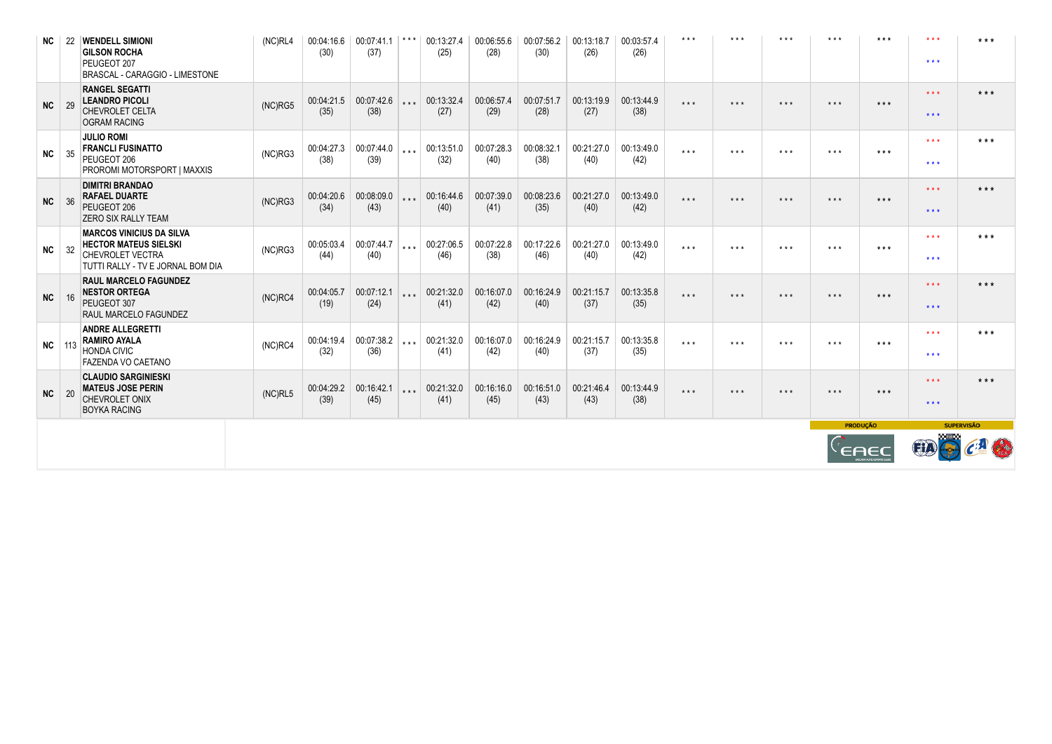| | | | | | | | | | | | | | | | | | | | |
|---|---|---|---|---|---|---|---|---|---|---|---|---|---|---|---|---|---|---|---|
| NC | 22 | **WENDELL SIMIONI**<br>**GILSON ROCHA**<br>PEUGEOT 207<br>BRASCAL - CARAGGIO - LIMESTONE | (NC)RL4 | 00:04:16.6<br>(30) | 00:07:41.1<br>(37) | * * * | 00:13:27.4<br>(25) | 00:06:55.6<br>(28) | 00:07:56.2<br>(30) | 00:13:18.7<br>(26) | 00:03:57.4<br>(26) | * * * | * * * | * * * | * * * | * * * | * * *<br>* * * | * * * |
| NC | 29 | **RANGEL SEGATTI**<br>**LEANDRO PICOLI**<br>CHEVROLET CELTA<br>OGRAM RACING | (NC)RG5 | 00:04:21.5<br>(35) | 00:07:42.6<br>(38) | * * * | 00:13:32.4<br>(27) | 00:06:57.4<br>(29) | 00:07:51.7<br>(28) | 00:13:19.9<br>(27) | 00:13:44.9<br>(38) | * * * | * * * | * * * | * * * | * * * | * * *<br>* * * | * * * |
| NC | 35 | **JULIO ROMI**<br>**FRANCLI FUSINATTO**<br>PEUGEOT 206<br>PROROMI MOTORSPORT \| MAXXIS | (NC)RG3 | 00:04:27.3<br>(38) | 00:07:44.0<br>(39) | * * * | 00:13:51.0<br>(32) | 00:07:28.3<br>(40) | 00:08:32.1<br>(38) | 00:21:27.0<br>(40) | 00:13:49.0<br>(42) | * * * | * * * | * * * | * * * | * * * | * * *<br>* * * | * * * |
| NC | 36 | **DIMITRI BRANDAO**<br>**RAFAEL DUARTE**<br>PEUGEOT 206<br>ZERO SIX RALLY TEAM | (NC)RG3 | 00:04:20.6<br>(34) | 00:08:09.0<br>(43) | * * * | 00:16:44.6<br>(40) | 00:07:39.0<br>(41) | 00:08:23.6<br>(35) | 00:21:27.0<br>(40) | 00:13:49.0<br>(42) | * * * | * * * | * * * | * * * | * * * | * * *<br>* * * | * * * |
| NC | 32 | **MARCOS VINICIUS DA SILVA**<br>**HECTOR MATEUS SIELSKI**<br>CHEVROLET VECTRA<br>TUTTI RALLY - TV E JORNAL BOM DIA | (NC)RG3 | 00:05:03.4<br>(44) | 00:07:44.7<br>(40) | * * * | 00:27:06.5<br>(46) | 00:07:22.8<br>(38) | 00:17:22.6<br>(46) | 00:21:27.0<br>(40) | 00:13:49.0<br>(42) | * * * | * * * | * * * | * * * | * * * | * * *<br>* * * | * * * |
| NC | 16 | **RAUL MARCELO FAGUNDEZ**<br>**NESTOR ORTEGA**<br>PEUGEOT 307<br>RAUL MARCELO FAGUNDEZ | (NC)RC4 | 00:04:05.7<br>(19) | 00:07:12.1<br>(24) | * * * | 00:21:32.0<br>(41) | 00:16:07.0<br>(42) | 00:16:24.9<br>(40) | 00:21:15.7<br>(37) | 00:13:35.8<br>(35) | * * * | * * * | * * * | * * * | * * * | * * *<br>* * * | * * * |
| NC | 113 | **ANDRE ALLEGRETTI**<br>**RAMIRO AYALA**<br>HONDA CIVIC<br>FAZENDA VO CAETANO | (NC)RC4 | 00:04:19.4<br>(32) | 00:07:38.2<br>(36) | * * * | 00:21:32.0<br>(41) | 00:16:07.0<br>(42) | 00:16:24.9<br>(40) | 00:21:15.7<br>(37) | 00:13:35.8<br>(35) | * * * | * * * | * * * | * * * | * * * | * * *<br>* * * | * * * |
| NC | 20 | **CLAUDIO SARGINIESKI**<br>**MATEUS JOSE PERIN**<br>CHEVROLET ONIX<br>BOYKA RACING | (NC)RL5 | 00:04:29.2<br>(39) | 00:16:42.1<br>(45) | * * * | 00:21:32.0<br>(41) | 00:16:16.0<br>(45) | 00:16:51.0<br>(43) | 00:21:46.4<br>(43) | 00:13:44.9<br>(38) | * * * | * * * | * * * | * * * | * * * | * * *<br>* * * | * * * |

PRODUÇÃO

SUPERVISÃO